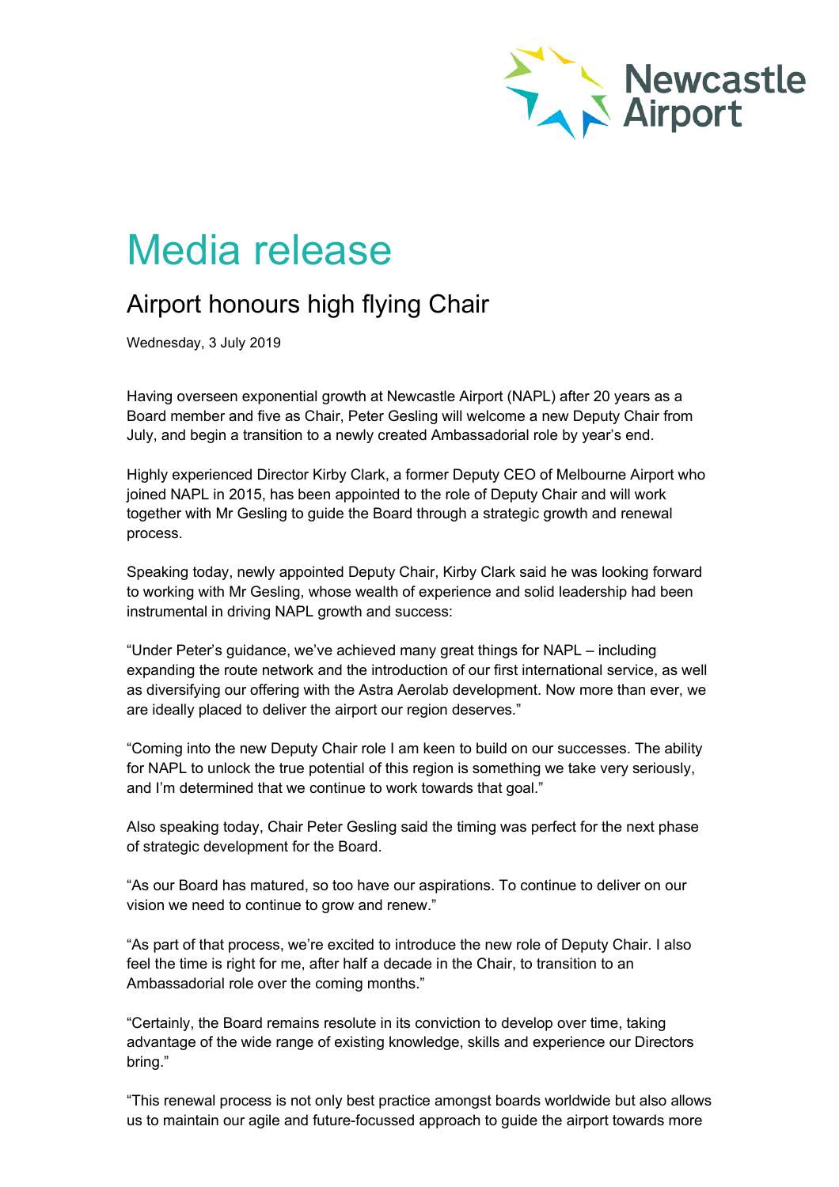Newcastle Airport

# Media release

## Airport honours high flying Chair

Wednesday, 3 July 2019

Having overseen exponential growth at Newcastle Airport (NAPL) after 20 years as a Board member and five as Chair, Peter Gesling will welcome a new Deputy Chair from July, and begin a transition to a newly created Ambassadorial role by year's end.

Highly experienced Director Kirby Clark, a former Deputy CEO of Melbourne Airport who joined NAPL in 2015, has been appointed to the role of Deputy Chair and will work together with Mr Gesling to guide the Board through a strategic growth and renewal process.

Speaking today, newly appointed Deputy Chair, Kirby Clark said he was looking forward to working with Mr Gesling, whose wealth of experience and solid leadership had been instrumental in driving NAPL growth and success:

"Under Peter's guidance, we've achieved many great things for NAPL – including expanding the route network and the introduction of our first international service, as well as diversifying our offering with the Astra Aerolab development. Now more than ever, we are ideally placed to deliver the airport our region deserves."

"Coming into the new Deputy Chair role I am keen to build on our successes. The ability for NAPL to unlock the true potential of this region is something we take very seriously, and I'm determined that we continue to work towards that goal."

Also speaking today, Chair Peter Gesling said the timing was perfect for the next phase of strategic development for the Board.

"As our Board has matured, so too have our aspirations. To continue to deliver on our vision we need to continue to grow and renew."

"As part of that process, we're excited to introduce the new role of Deputy Chair. I also feel the time is right for me, after half a decade in the Chair, to transition to an Ambassadorial role over the coming months."

"Certainly, the Board remains resolute in its conviction to develop over time, taking advantage of the wide range of existing knowledge, skills and experience our Directors bring."

"This renewal process is not only best practice amongst boards worldwide but also allows us to maintain our agile and future-focussed approach to guide the airport towards more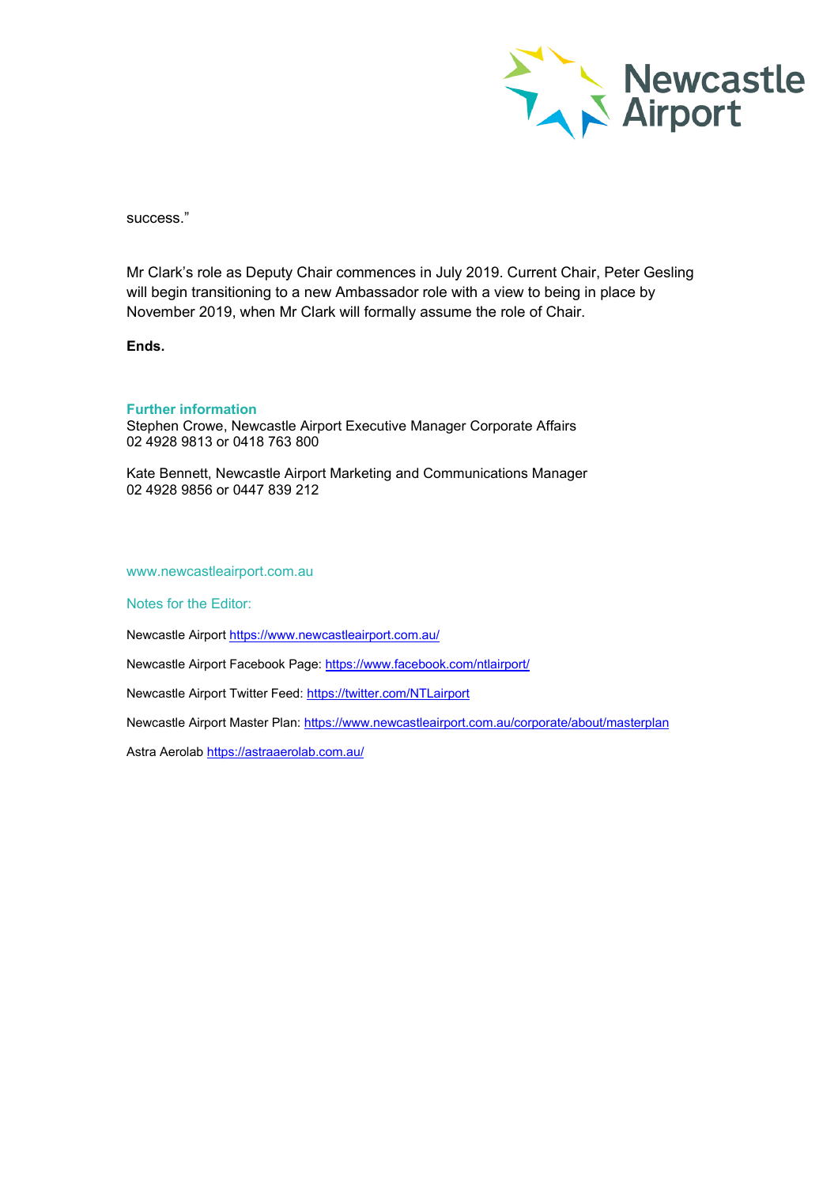success."

Mr Clark's role as Deputy Chair commences in July 2019. Current Chair, Peter Gesling will begin transitioning to a new Ambassador role with a view to being in place by November 2019, when Mr Clark will formally assume the role of Chair.

**Ends.**

**Further information**
Stephen Crowe, Newcastle Airport Executive Manager Corporate Affairs
02 4928 9813 or 0418 763 800

Kate Bennett, Newcastle Airport Marketing and Communications Manager
02 4928 9856 or 0447 839 212

www.newcastleairport.com.au

Notes for the Editor:

Newcastle Airport https://www.newcastleairport.com.au/

Newcastle Airport Facebook Page: https://www.facebook.com/ntlairport/

Newcastle Airport Twitter Feed: https://twitter.com/NTLairport

Newcastle Airport Master Plan: https://www.newcastleairport.com.au/corporate/about/masterplan

Astra Aerolab https://astraaerolab.com.au/